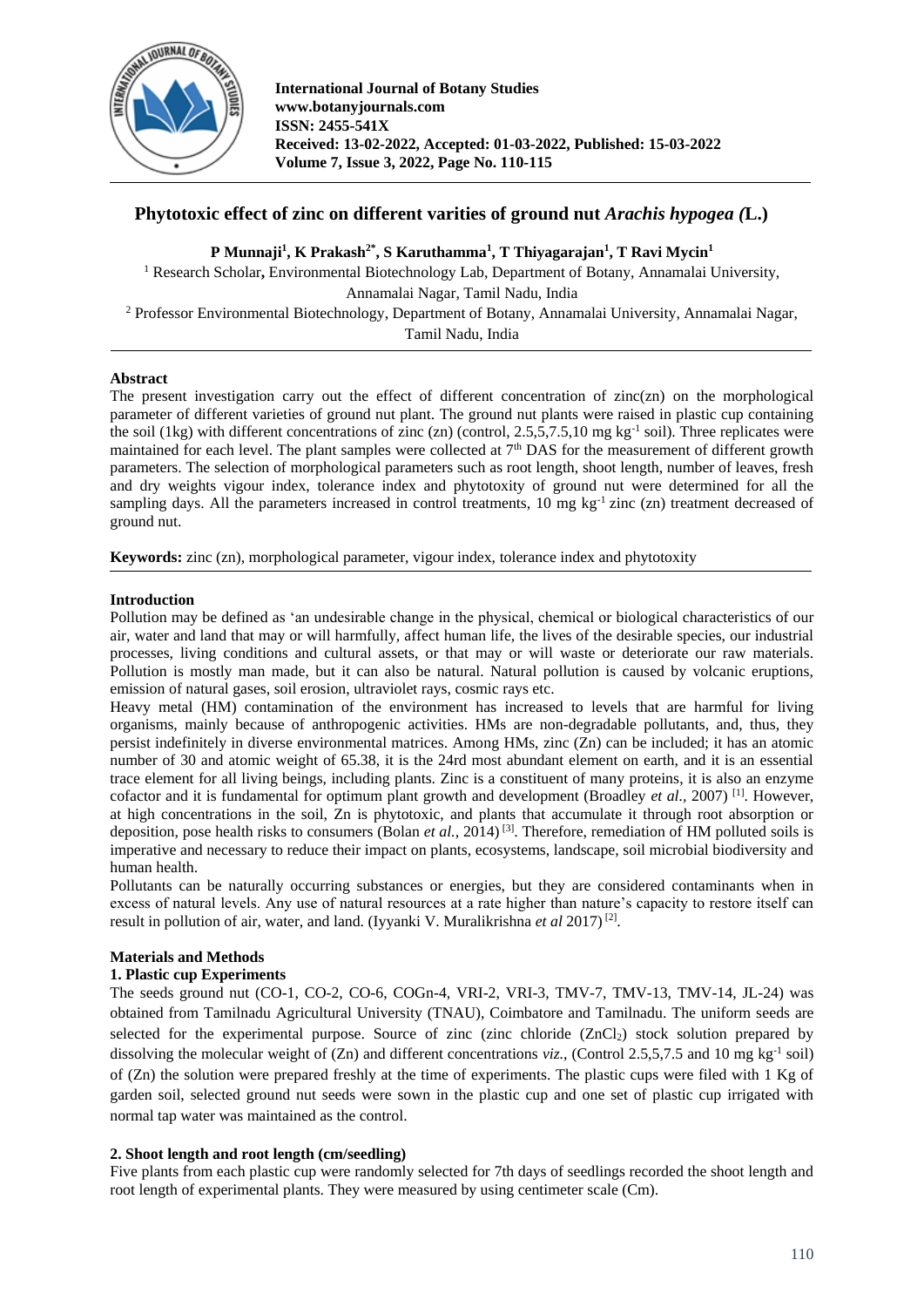# Phytotoxic effect of zinc on different varities of ground nut *Arachis hypogea (*L.)

**P Munnaji[1], K Prakash[2*], S Karuthamma[1], T Thiyagarajan[1], T Ravi Mycin[1]**

[1] Research Scholar, Environmental Biotechnology Lab, Department of Botany, Annamalai University, Annamalai Nagar, Tamil Nadu, India

[2] Professor Environmental Biotechnology, Department of Botany, Annamalai University, Annamalai Nagar, Tamil Nadu, India

## Abstract

The present investigation carry out the effect of different concentration of zinc(zn) on the morphological parameter of different varieties of ground nut plant. The ground nut plants were raised in plastic cup containing the soil (1kg) with different concentrations of zinc (zn) (control, 2.5,5,7.5,10 mg $kg^{-1}$ soil). Three replicates were maintained for each level. The plant samples were collected at 7th DAS for the measurement of different growth parameters. The selection of morphological parameters such as root length, shoot length, number of leaves, fresh and dry weights vigour index, tolerance index and phytotoxity of ground nut were determined for all the sampling days. All the parameters increased in control treatments, 10 mg $kg^{-1}$ zinc (zn) treatment decreased of ground nut.

**Keywords:** zinc (zn), morphological parameter, vigour index, tolerance index and phytotoxity

## Introduction

Pollution may be defined as 'an undesirable change in the physical, chemical or biological characteristics of our air, water and land that may or will harmfully, affect human life, the lives of the desirable species, our industrial processes, living conditions and cultural assets, or that may or will waste or deteriorate our raw materials. Pollution is mostly man made, but it can also be natural. Natural pollution is caused by volcanic eruptions, emission of natural gases, soil erosion, ultraviolet rays, cosmic rays etc.

Heavy metal (HM) contamination of the environment has increased to levels that are harmful for living organisms, mainly because of anthropogenic activities. HMs are non-degradable pollutants, and, thus, they persist indefinitely in diverse environmental matrices. Among HMs, zinc (Zn) can be included; it has an atomic number of 30 and atomic weight of 65.38, it is the 24rd most abundant element on earth, and it is an essential trace element for all living beings, including plants. Zinc is a constituent of many proteins, it is also an enzyme cofactor and it is fundamental for optimum plant growth and development (Broadley *et al.,* 2007) [1]. However, at high concentrations in the soil, Zn is phytotoxic, and plants that accumulate it through root absorption or deposition, pose health risks to consumers (Bolan *et al.,* 2014) [3]. Therefore, remediation of HM polluted soils is imperative and necessary to reduce their impact on plants, ecosystems, landscape, soil microbial biodiversity and human health.

Pollutants can be naturally occurring substances or energies, but they are considered contaminants when in excess of natural levels. Any use of natural resources at a rate higher than nature's capacity to restore itself can result in pollution of air, water, and land. (Iyyanki V. Muralikrishna *et al* 2017) [2].

## Materials and Methods

### 1. Plastic cup Experiments

The seeds ground nut (CO-1, CO-2, CO-6, COGn-4, VRI-2, VRI-3, TMV-7, TMV-13, TMV-14, JL-24) was obtained from Tamilnadu Agricultural University (TNAU), Coimbatore and Tamilnadu. The uniform seeds are selected for the experimental purpose. Source of zinc (zinc chloride ($ZnCl_2$) stock solution prepared by dissolving the molecular weight of (Zn) and different concentrations *viz.*, (Control 2.5,5,7.5 and 10 mg $kg^{-1}$ soil) of (Zn) the solution were prepared freshly at the time of experiments. The plastic cups were filed with 1 Kg of garden soil, selected ground nut seeds were sown in the plastic cup and one set of plastic cup irrigated with normal tap water was maintained as the control.

### 2. Shoot length and root length (cm/seedling)

Five plants from each plastic cup were randomly selected for 7th days of seedlings recorded the shoot length and root length of experimental plants. They were measured by using centimeter scale (Cm).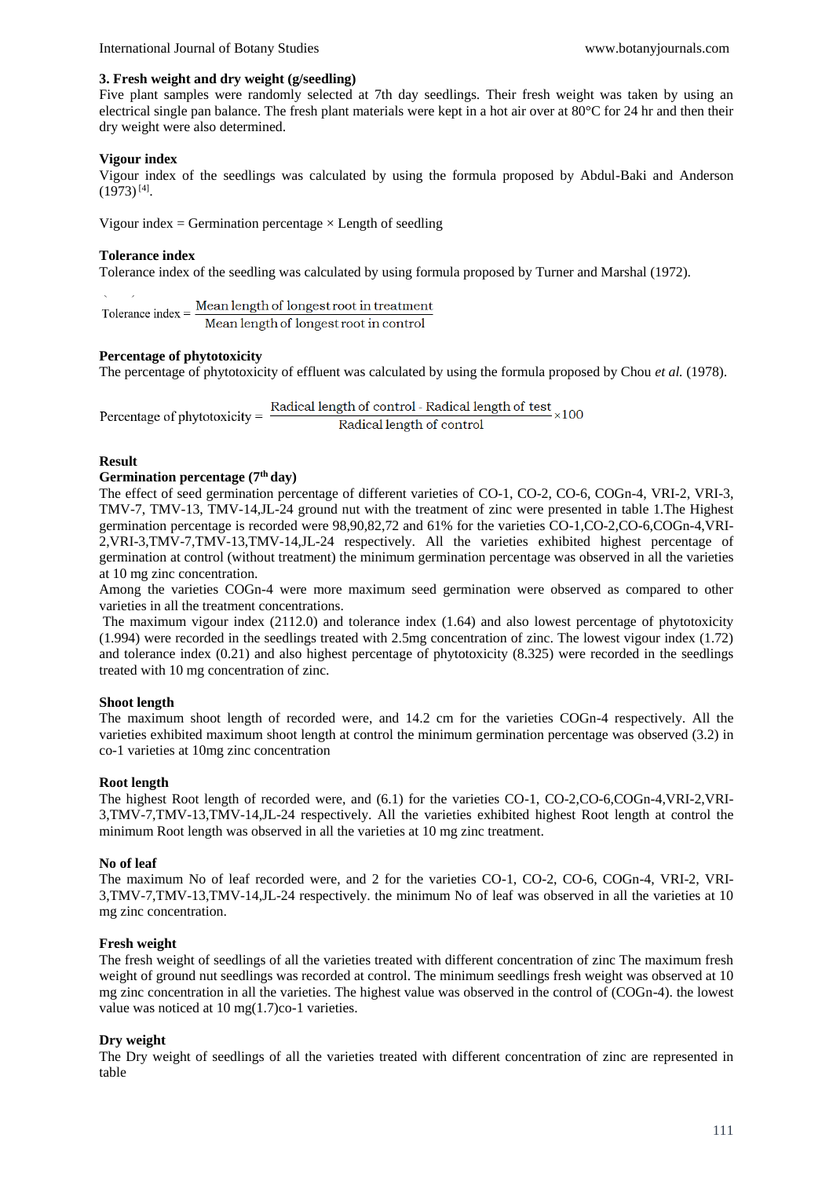### 3. Fresh weight and dry weight (g/seedling)

Five plant samples were randomly selected at 7th day seedlings. Their fresh weight was taken by using an electrical single pan balance. The fresh plant materials were kept in a hot air over at 80°C for 24 hr and then their dry weight were also determined.

### Vigour index

Vigour index of the seedlings was calculated by using the formula proposed by Abdul-Baki and Anderson (1973) [4].

Vigour index = Germination percentage × Length of seedling

### Tolerance index

Tolerance index of the seedling was calculated by using formula proposed by Turner and Marshal (1972).

$$\text{Tolerance index} = \frac{\text{Mean length of longest root in treatment}}{\text{Mean length of longest root in control}}$$

### Percentage of phytotoxicity

The percentage of phytotoxicity of effluent was calculated by using the formula proposed by Chou *et al.* (1978).

$$\text{Percentage of phytotoxicity} = \frac{\text{Radical length of control} - \text{Radical length of test}}{\text{Radical length of control}} \times 100$$

## Result

### Germination percentage (7th day)

The effect of seed germination percentage of different varieties of CO-1, CO-2, CO-6, COGn-4, VRI-2, VRI-3, TMV-7, TMV-13, TMV-14,JL-24 ground nut with the treatment of zinc were presented in table 1.The Highest germination percentage is recorded were 98,90,82,72 and 61% for the varieties CO-1,CO-2,CO-6,COGn-4,VRI-2,VRI-3,TMV-7,TMV-13,TMV-14,JL-24 respectively. All the varieties exhibited highest percentage of germination at control (without treatment) the minimum germination percentage was observed in all the varieties at 10 mg zinc concentration.

Among the varieties COGn-4 were more maximum seed germination were observed as compared to other varieties in all the treatment concentrations.

The maximum vigour index (2112.0) and tolerance index (1.64) and also lowest percentage of phytotoxicity (1.994) were recorded in the seedlings treated with 2.5mg concentration of zinc. The lowest vigour index (1.72) and tolerance index (0.21) and also highest percentage of phytotoxicity (8.325) were recorded in the seedlings treated with 10 mg concentration of zinc.

### Shoot length

The maximum shoot length of recorded were, and 14.2 cm for the varieties COGn-4 respectively. All the varieties exhibited maximum shoot length at control the minimum germination percentage was observed (3.2) in co-1 varieties at 10mg zinc concentration

### Root length

The highest Root length of recorded were, and (6.1) for the varieties CO-1, CO-2,CO-6,COGn-4,VRI-2,VRI-3,TMV-7,TMV-13,TMV-14,JL-24 respectively. All the varieties exhibited highest Root length at control the minimum Root length was observed in all the varieties at 10 mg zinc treatment.

### No of leaf

The maximum No of leaf recorded were, and 2 for the varieties CO-1, CO-2, CO-6, COGn-4, VRI-2, VRI-3,TMV-7,TMV-13,TMV-14,JL-24 respectively. the minimum No of leaf was observed in all the varieties at 10 mg zinc concentration.

### Fresh weight

The fresh weight of seedlings of all the varieties treated with different concentration of zinc The maximum fresh weight of ground nut seedlings was recorded at control. The minimum seedlings fresh weight was observed at 10 mg zinc concentration in all the varieties. The highest value was observed in the control of (COGn-4). the lowest value was noticed at 10 mg(1.7)co-1 varieties.

### Dry weight

The Dry weight of seedlings of all the varieties treated with different concentration of zinc are represented in table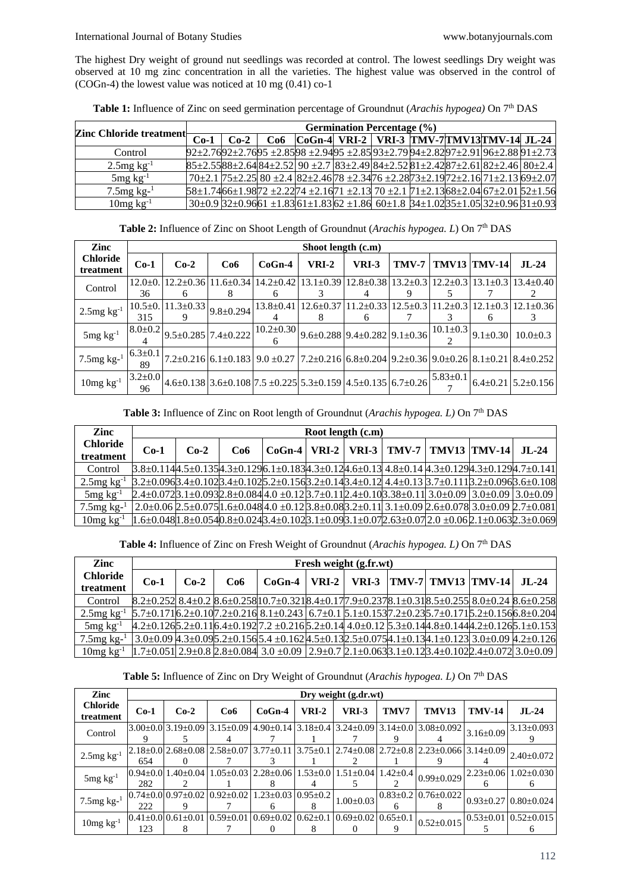The highest Dry weight of ground nut seedlings was recorded at control. The lowest seedlings Dry weight was observed at 10 mg zinc concentration in all the varieties. The highest value was observed in the control of (COGn-4) the lowest value was noticed at 10 mg (0.41) co-1

**Table 1:** Influence of Zinc on seed germination percentage of Groundnut (*Arachis hypogea)* On 7th DAS

| Zinc Chloride treatment | Germination Percentage (%) | | | | | | | | | |
|---|---|---|---|---|---|---|---|---|---|---|
| | Co-1 | Co-2 | Co6 | CoGn-4 | VRI-2 | VRI-3 | TMV-7 | TMV13 | TMV-14 | JL-24 |
| Control | 92±2.76 | 92±2.76 | 95 ±2.85 | 98 ±2.94 | 95 ±2.85 | 93±2.79 | 94±2.82 | 97±2.91 | 96±2.88 | 91±2.73 |
| 2.5mg $kg^{-1}$ | 85±2.55 | 88±2.64 | 84±2.52 | 90 ±2.7 | 83±2.49 | 84±2.52 | 81±2.42 | 87±2.61 | 82±2.46 | 80±2.4 |
| 5mg $kg^{-1}$ | 70±2.1 | 75±2.25 | 80 ±2.4 | 82±2.46 | 78 ±2.34 | 76 ±2.28 | 73±2.19 | 72±2.16 | 71±2.13 | 69±2.07 |
| 7.5mg kg-$^{1}$ | 58±1.74 | 66±1.98 | 72 ±2.22 | 74 ±2.16 | 71 ±2.13 | 70 ±2.1 | 71±2.13 | 68±2.04 | 67±2.01 | 52±1.56 |
| 10mg $kg^{-1}$ | 30±0.9 | 32±0.96 | 61 ±1.83 | 61±1.83 | 62 ±1.86 | 60±1.8 | 34±1.02 | 35±1.05 | 32±0.96 | 31±0.93 |

**Table 2:** Influence of Zinc on Shoot Length of Groundnut (*Arachis hypogea. L*) On 7th DAS

| Zinc Chloride treatment | Shoot length (c.m) | | | | | | | | | |
|---|---|---|---|---|---|---|---|---|---|---|
| | Co-1 | Co-2 | Co6 | CoGn-4 | VRI-2 | VRI-3 | TMV-7 | TMV13 | TMV-14 | JL-24 |
| Control | 12.0±0.36 | 12.2±0.366 | 11.6±0.348 | 14.2±0.426 | 13.1±0.393 | 12.8±0.384 | 13.2±0.39 | 12.2±0.35 | 13.1±0.37 | 13.4±0.402 |
| 2.5mg $kg^{-1}$ | 10.5±0.315 | 11.3±0.339 | 9.8±0.294 | 13.8±0.414 | 12.6±0.378 | 11.2±0.336 | 12.5±0.37 | 11.2±0.33 | 12.1±0.36 | 12.1±0.363 |
| 5mg $kg^{-1}$ | 8.0±0.24 | 9.5±0.285 | 7.4±0.222 | 10.2±0.306 | 9.6±0.288 | 9.4±0.282 | 9.1±0.36 | 10.1±0.32 | 9.1±0.30 | 10.0±0.3 |
| 7.5mg kg-$^{1}$ | 6.3±0.189 | 7.2±0.216 | 6.1±0.183 | 9.0 ±0.27 | 7.2±0.216 | 6.8±0.204 | 9.2±0.36 | 9.0±0.26 | 8.1±0.21 | 8.4±0.252 |
| 10mg $kg^{-1}$ | 3.2±0.096 | 4.6±0.138 | 3.6±0.108 | 7.5 ±0.225 | 5.3±0.159 | 4.5±0.135 | 6.7±0.26 | 5.83±0.17 | 6.4±0.21 | 5.2±0.156 |

**Table 3:** Influence of Zinc on Root length of Groundnut (*Arachis hypogea. L)* On 7th DAS

| Zinc Chloride treatment | Root length (c.m) | | | | | | | | | |
|---|---|---|---|---|---|---|---|---|---|---|
| | Co-1 | Co-2 | Co6 | CoGn-4 | VRI-2 | VRI-3 | TMV-7 | TMV13 | TMV-14 | JL-24 |
| Control | 3.8±0.114 | 4.5±0.135 | 4.3±0.129 | 6.1±0.183 | 4.3±0.12 | 4.6±0.13 | 4.8±0.14 | 4.3±0.129 | 4.3±0.129 | 4.7±0.141 |
| 2.5mg $kg^{-1}$ | 3.2±0.096 | 3.4±0.102 | 3.4±0.102 | 5.2±0.156 | 3.2±0.14 | 3.4±0.12 | 4.4±0.13 | 3.7±0.111 | 3.2±0.096 | 3.6±0.108 |
| 5mg $kg^{-1}$ | 2.4±0.072 | 3.1±0.093 | 2.8±0.084 | 4.0 ±0.12 | 3.7±0.11 | 2.4±0.10 | 3.38±0.11 | 3.0±0.09 | 3.0±0.09 | 3.0±0.09 |
| 7.5mg kg-$^{1}$ | 2.0±0.06 | 2.5±0.075 | 1.6±0.048 | 4.0 ±0.12 | 3.8±0.08 | 3.2±0.11 | 3.1±0.09 | 2.6±0.078 | 3.0±0.09 | 2.7±0.081 |
| 10mg $kg^{-1}$ | 1.6±0.048 | 1.8±0.054 | 0.8±0.024 | 3.4±0.102 | 3.1±0.09 | 3.1±0.07 | 2.63±0.07 | 2.0 ±0.06 | 2.1±0.063 | 2.3±0.069 |

**Table 4:** Influence of Zinc on Fresh Weight of Groundnut (*Arachis hypogea. L)* On 7th DAS

| Zinc Chloride treatment | Fresh weight (g.fr.wt) | | | | | | | | | |
|---|---|---|---|---|---|---|---|---|---|---|
| | Co-1 | Co-2 | Co6 | CoGn-4 | VRI-2 | VRI-3 | TMV-7 | TMV13 | TMV-14 | JL-24 |
| Control | 8.2±0.252 | 8.4±0.2 | 8.6±0.258 | 10.7±0.321 | 8.4±0.17 | 7.9±0.237 | 8.1±0.31 | 8.5±0.255 | 8.0±0.24 | 8.6±0.258 |
| 2.5mg $kg^{-1}$ | 5.7±0.171 | 6.2±0.10 | 7.2±0.216 | 8.1±0.243 | 6.7±0.1 | 5.1±0.153 | 7.2±0.23 | 5.7±0.171 | 5.2±0.156 | 6.8±0.204 |
| 5mg $kg^{-1}$ | 4.2±0.126 | 5.2±0.11 | 6.4±0.192 | 7.2 ±0.216 | 5.2±0.14 | 4.0±0.12 | 5.3±0.14 | 4.8±0.144 | 4.2±0.126 | 5.1±0.153 |
| 7.5mg kg-$^{1}$ | 3.0±0.09 | 4.3±0.09 | 5.2±0.156 | 5.4 ±0.162 | 4.5±0.13 | 2.5±0.075 | 4.1±0.13 | 4.1±0.123 | 3.0±0.09 | 4.2±0.126 |
| 10mg $kg^{-1}$ | 1.7±0.051 | 2.9±0.8 | 2.8±0.084 | 3.0 ±0.09 | 2.9±0.7 | 2.1±0.063 | 3.1±0.12 | 3.4±0.102 | 2.4±0.072 | 3.0±0.09 |

**Table 5:** Influence of Zinc on Dry Weight of Groundnut (*Arachis hypogea. L)* On 7th DAS

| Zinc Chloride treatment | Dry weight (g.dr.wt) | | | | | | | | | |
|---|---|---|---|---|---|---|---|---|---|---|
| | Co-1 | Co-2 | Co6 | CoGn-4 | VRI-2 | VRI-3 | TMV7 | TMV13 | TMV-14 | JL-24 |
| Control | 3.00±0.09 | 3.19±0.095 | 3.15±0.094 | 4.90±0.147 | 3.18±0.41 | 3.24±0.097 | 3.14±0.09 | 3.08±0.0924 | 3.16±0.09 | 3.13±0.0939 |
| 2.5mg $kg^{-1}$ | 2.18±0.0654 | 2.68±0.080 | 2.58±0.077 | 3.77±0.113 | 3.75±0.11 | 2.74±0.082 | 2.72±0.81 | 2.23±0.0669 | 3.14±0.094 | 2.40±0.072 |
| 5mg $kg^{-1}$ | 0.94±0.0282 | 1.40±0.042 | 1.05±0.031 | 2.28±0.068 | 1.53±0.04 | 1.51±0.045 | 1.42±0.42 | 0.99±0.029 | 2.23±0.066 | 1.02±0.0306 |
| 7.5mg kg-$^{1}$ | 0.74±0.0222 | 0.97±0.029 | 0.92±0.027 | 1.23±0.036 | 0.95±0.28 | 1.00±0.03 | 0.83±0.26 | 0.76±0.0228 | 0.93±0.27 | 0.80±0.024 |
| 10mg $kg^{-1}$ | 0.41±0.0123 | 0.61±0.018 | 0.59±0.017 | 0.69±0.020 | 0.62±0.18 | 0.69±0.020 | 0.65±0.19 | 0.52±0.015 | 0.53±0.015 | 0.52±0.0156 |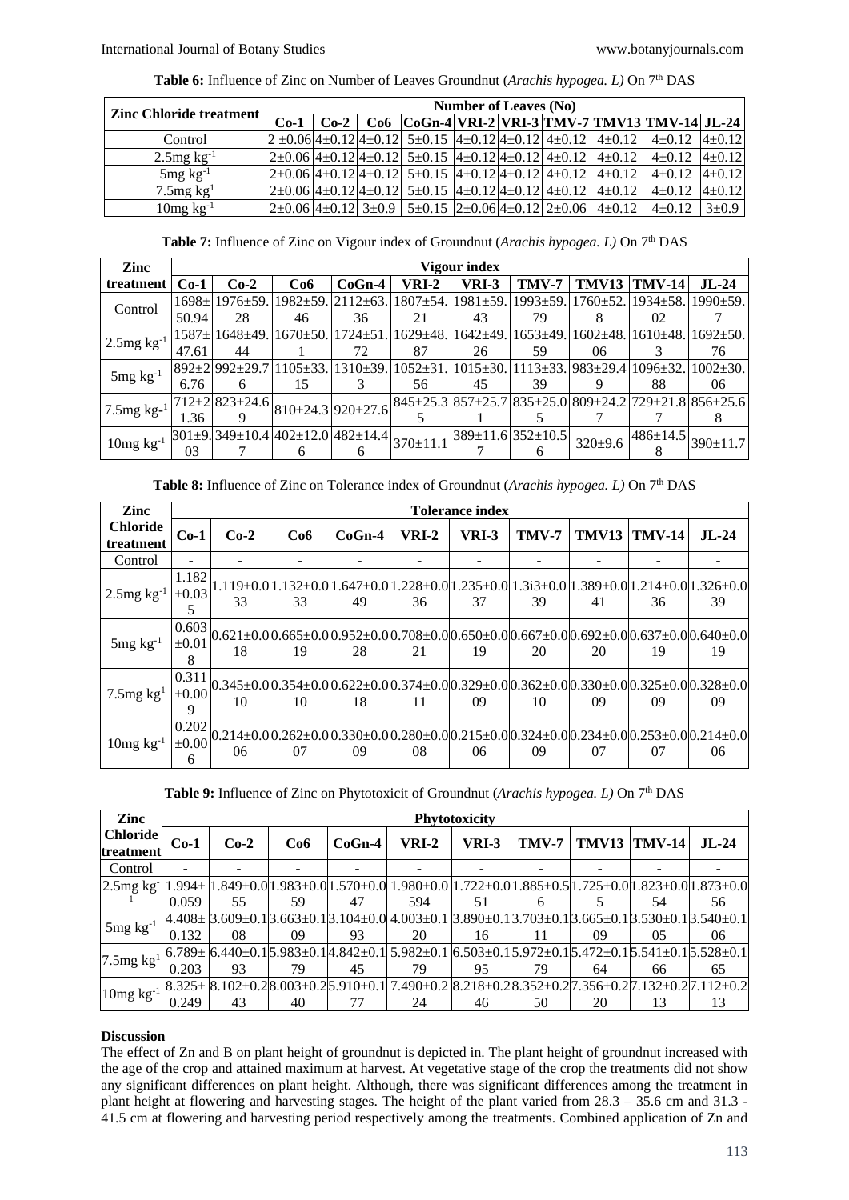**Table 6:** Influence of Zinc on Number of Leaves Groundnut (*Arachis hypogea. L)* On 7th DAS

| Zinc Chloride treatment | Number of Leaves (No) | | | | | | | | | |
|---|---|---|---|---|---|---|---|---|---|---|
| | Co-1 | Co-2 | Co6 | CoGn-4 | VRI-2 | VRI-3 | TMV-7 | TMV13 | TMV-14 | JL-24 |
| Control | 2 ±0.06 | 4±0.12 | 4±0.12 | 5±0.15 | 4±0.12 | 4±0.12 | 4±0.12 | 4±0.12 | 4±0.12 | 4±0.12 |
| 2.5mg kg$^{-1}$ | 2±0.06 | 4±0.12 | 4±0.12 | 5±0.15 | 4±0.12 | 4±0.12 | 4±0.12 | 4±0.12 | 4±0.12 | 4±0.12 |
| 5mg kg$^{-1}$ | 2±0.06 | 4±0.12 | 4±0.12 | 5±0.15 | 4±0.12 | 4±0.12 | 4±0.12 | 4±0.12 | 4±0.12 | 4±0.12 |
| 7.5mg kg$^{1}$ | 2±0.06 | 4±0.12 | 4±0.12 | 5±0.15 | 4±0.12 | 4±0.12 | 4±0.12 | 4±0.12 | 4±0.12 | 4±0.12 |
| 10mg kg$^{-1}$ | 2±0.06 | 4±0.12 | 3±0.9 | 5±0.15 | 2±0.06 | 4±0.12 | 2±0.06 | 4±0.12 | 4±0.12 | 3±0.9 |

**Table 7:** Influence of Zinc on Vigour index of Groundnut (*Arachis hypogea. L)* On 7th DAS

| Zinc treatment | Vigour index | | | | | | | | | |
|---|---|---|---|---|---|---|---|---|---|---|
| | Co-1 | Co-2 | Co6 | CoGn-4 | VRI-2 | VRI-3 | TMV-7 | TMV13 | TMV-14 | JL-24 |
| Control | 1698±50.94 | 1976±59.28 | 1982±59.46 | 2112±63.36 | 1807±54.21 | 1981±59.43 | 1993±59.79 | 1760±52.8 | 1934±58.02 | 1990±59.7 |
| 2.5mg kg$^{-1}$ | 1587±47.61 | 1648±49.44 | 1670±50.1 | 1724±51.72 | 1629±48.87 | 1642±49.26 | 1653±49.59 | 1602±48.06 | 1610±48.3 | 1692±50.76 |
| 5mg kg$^{-1}$ | 892±26.76 | 992±29.76 | 1105±33.15 | 1310±39.3 | 1052±31.56 | 1015±30.45 | 1113±33.39 | 983±29.49 | 1096±32.88 | 1002±30.06 |
| 7.5mg kg$^{-1}$ | 712±21.36 | 823±24.69 | 810±24.3 | 920±27.6 | 845±25.35 | 857±25.71 | 835±25.05 | 809±24.27 | 729±21.87 | 856±25.68 |
| 10mg kg$^{-1}$ | 301±9.03 | 349±10.47 | 402±12.06 | 482±14.46 | 370±11.1 | 389±11.67 | 352±10.56 | 320±9.6 | 486±14.58 | 390±11.7 |

**Table 8:** Influence of Zinc on Tolerance index of Groundnut (*Arachis hypogea. L)* On 7th DAS

| Zinc Chloride treatment | Tolerance index | | | | | | | | | |
|---|---|---|---|---|---|---|---|---|---|---|
| | Co-1 | Co-2 | Co6 | CoGn-4 | VRI-2 | VRI-3 | TMV-7 | TMV13 | TMV-14 | JL-24 |
| Control | - | - | - | - | - | - | - | - | - | - |
| 2.5mg kg$^{-1}$ | 1.182 ±0.035 | 1.119±0.033 | 1.132±0.033 | 1.647±0.049 | 1.228±0.036 | 1.235±0.037 | 1.3i3±0.039 | 1.389±0.041 | 1.214±0.036 | 1.326±0.039 |
| 5mg kg$^{-1}$ | 0.603 ±0.018 | 0.621±0.018 | 0.665±0.019 | 0.952±0.028 | 0.708±0.021 | 0.650±0.019 | 0.667±0.020 | 0.692±0.020 | 0.637±0.019 | 0.640±0.019 |
| 7.5mg kg$^{1}$ | 0.311 ±0.009 | 0.345±0.010 | 0.354±0.010 | 0.622±0.018 | 0.374±0.011 | 0.329±0.009 | 0.362±0.010 | 0.330±0.009 | 0.325±0.009 | 0.328±0.009 |
| 10mg kg$^{-1}$ | 0.202 ±0.006 | 0.214±0.006 | 0.262±0.007 | 0.330±0.009 | 0.280±0.008 | 0.215±0.006 | 0.324±0.009 | 0.234±0.007 | 0.253±0.007 | 0.214±0.006 |

**Table 9:** Influence of Zinc on Phytotoxicit of Groundnut (*Arachis hypogea. L)* On 7th DAS

| Zinc Chloride treatment | Phytotoxicity | | | | | | | | | |
|---|---|---|---|---|---|---|---|---|---|---|
| | Co-1 | Co-2 | Co6 | CoGn-4 | VRI-2 | VRI-3 | TMV-7 | TMV13 | TMV-14 | JL-24 |
| Control | - | - | - | - | - | - | - | - | - | - |
| 2.5mg kg$^{-1}$ | 1.994± 0.059 | 1.849±0.055 | 1.983±0.059 | 1.570±0.047 | 1.980±0.0594 | 1.722±0.051 | 1.885±0.56 | 1.725±0.05 | 1.823±0.054 | 1.873±0.056 |
| 5mg kg$^{-1}$ | 4.408± 0.132 | 3.609±0.108 | 3.663±0.109 | 3.104±0.093 | 4.003±0.120 | 3.890±0.116 | 3.703±0.111 | 3.665±0.109 | 3.530±0.105 | 3.540±0.106 |
| 7.5mg kg$^{1}$ | 6.789± 0.203 | 6.440±0.193 | 5.983±0.179 | 4.842±0.145 | 5.982±0.179 | 6.503±0.195 | 5.972±0.179 | 5.472±0.164 | 5.541±0.166 | 5.528±0.165 |
| 10mg kg$^{-1}$ | 8.325± 0.249 | 8.102±0.243 | 8.003±0.240 | 5.910±0.177 | 7.490±0.224 | 8.218±0.246 | 8.352±0.250 | 7.356±0.220 | 7.132±0.213 | 7.112±0.213 |

## Discussion

The effect of Zn and B on plant height of groundnut is depicted in. The plant height of groundnut increased with the age of the crop and attained maximum at harvest. At vegetative stage of the crop the treatments did not show any significant differences on plant height. Although, there was significant differences among the treatment in plant height at flowering and harvesting stages. The height of the plant varied from 28.3 – 35.6 cm and 31.3 - 41.5 cm at flowering and harvesting period respectively among the treatments. Combined application of Zn and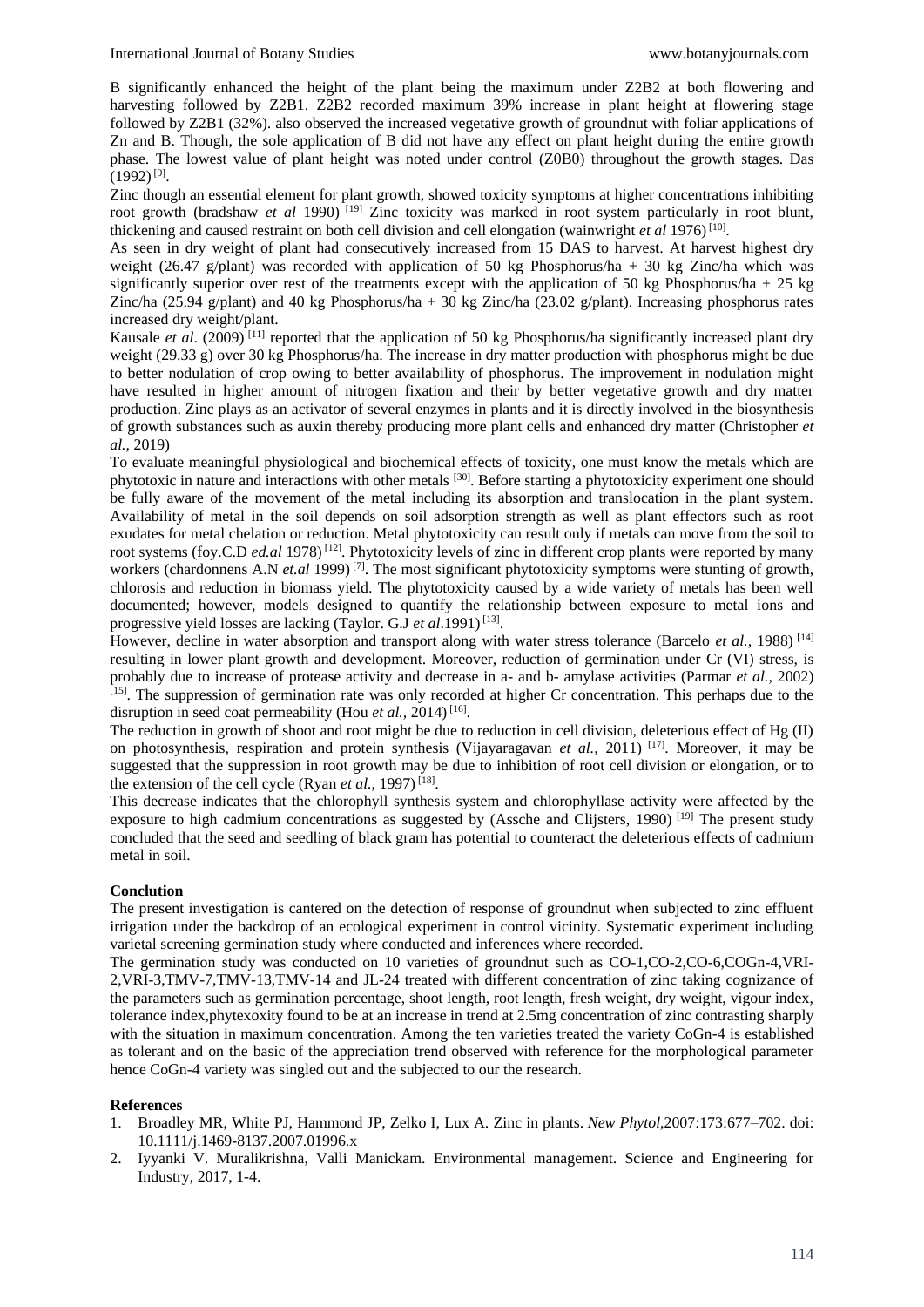B significantly enhanced the height of the plant being the maximum under Z2B2 at both flowering and harvesting followed by Z2B1. Z2B2 recorded maximum 39% increase in plant height at flowering stage followed by Z2B1 (32%). also observed the increased vegetative growth of groundnut with foliar applications of Zn and B. Though, the sole application of B did not have any effect on plant height during the entire growth phase. The lowest value of plant height was noted under control (Z0B0) throughout the growth stages. Das (1992) [9].

Zinc though an essential element for plant growth, showed toxicity symptoms at higher concentrations inhibiting root growth (bradshaw *et al* 1990) [19] Zinc toxicity was marked in root system particularly in root blunt, thickening and caused restraint on both cell division and cell elongation (wainwright *et al* 1976) [10].

As seen in dry weight of plant had consecutively increased from 15 DAS to harvest. At harvest highest dry weight (26.47 g/plant) was recorded with application of 50 kg Phosphorus/ha + 30 kg Zinc/ha which was significantly superior over rest of the treatments except with the application of 50 kg Phosphorus/ha + 25 kg Zinc/ha (25.94 g/plant) and 40 kg Phosphorus/ha + 30 kg Zinc/ha (23.02 g/plant). Increasing phosphorus rates increased dry weight/plant.

Kausale *et al*. (2009) [11] reported that the application of 50 kg Phosphorus/ha significantly increased plant dry weight (29.33 g) over 30 kg Phosphorus/ha. The increase in dry matter production with phosphorus might be due to better nodulation of crop owing to better availability of phosphorus. The improvement in nodulation might have resulted in higher amount of nitrogen fixation and their by better vegetative growth and dry matter production. Zinc plays as an activator of several enzymes in plants and it is directly involved in the biosynthesis of growth substances such as auxin thereby producing more plant cells and enhanced dry matter (Christopher *et al.,* 2019)

To evaluate meaningful physiological and biochemical effects of toxicity, one must know the metals which are phytotoxic in nature and interactions with other metals [30]. Before starting a phytotoxicity experiment one should be fully aware of the movement of the metal including its absorption and translocation in the plant system. Availability of metal in the soil depends on soil adsorption strength as well as plant effectors such as root exudates for metal chelation or reduction. Metal phytotoxicity can result only if metals can move from the soil to root systems (foy.C.D *ed.al* 1978) [12]. Phytotoxicity levels of zinc in different crop plants were reported by many workers (chardonnens A.N *et.al* 1999) [7]. The most significant phytotoxicity symptoms were stunting of growth, chlorosis and reduction in biomass yield. The phytotoxicity caused by a wide variety of metals has been well documented; however, models designed to quantify the relationship between exposure to metal ions and progressive yield losses are lacking (Taylor. G.J *et al*.1991) [13].

However, decline in water absorption and transport along with water stress tolerance (Barcelo *et al.,* 1988) [14] resulting in lower plant growth and development. Moreover, reduction of germination under Cr (VI) stress, is probably due to increase of protease activity and decrease in a- and b- amylase activities (Parmar *et al.,* 2002) [15]. The suppression of germination rate was only recorded at higher Cr concentration. This perhaps due to the disruption in seed coat permeability (Hou *et al.,* 2014) [16].

The reduction in growth of shoot and root might be due to reduction in cell division, deleterious effect of Hg (II) on photosynthesis, respiration and protein synthesis (Vijayaragavan *et al.,* 2011) [17]. Moreover, it may be suggested that the suppression in root growth may be due to inhibition of root cell division or elongation, or to the extension of the cell cycle (Ryan *et al.,* 1997) [18].

This decrease indicates that the chlorophyll synthesis system and chlorophyllase activity were affected by the exposure to high cadmium concentrations as suggested by (Assche and Clijsters, 1990) [19] The present study concluded that the seed and seedling of black gram has potential to counteract the deleterious effects of cadmium metal in soil.

## Conclution

The present investigation is cantered on the detection of response of groundnut when subjected to zinc effluent irrigation under the backdrop of an ecological experiment in control vicinity. Systematic experiment including varietal screening germination study where conducted and inferences where recorded.

The germination study was conducted on 10 varieties of groundnut such as CO-1,CO-2,CO-6,COGn-4,VRI-2,VRI-3,TMV-7,TMV-13,TMV-14 and JL-24 treated with different concentration of zinc taking cognizance of the parameters such as germination percentage, shoot length, root length, fresh weight, dry weight, vigour index, tolerance index,phytexoxity found to be at an increase in trend at 2.5mg concentration of zinc contrasting sharply with the situation in maximum concentration. Among the ten varieties treated the variety CoGn-4 is established as tolerant and on the basic of the appreciation trend observed with reference for the morphological parameter hence CoGn-4 variety was singled out and the subjected to our the research.

## References

1. Broadley MR, White PJ, Hammond JP, Zelko I, Lux A. Zinc in plants. *New Phytol*,2007:173:677–702. doi: 10.1111/j.1469-8137.2007.01996.x
2. Iyyanki V. Muralikrishna, Valli Manickam. Environmental management. Science and Engineering for Industry, 2017, 1-4.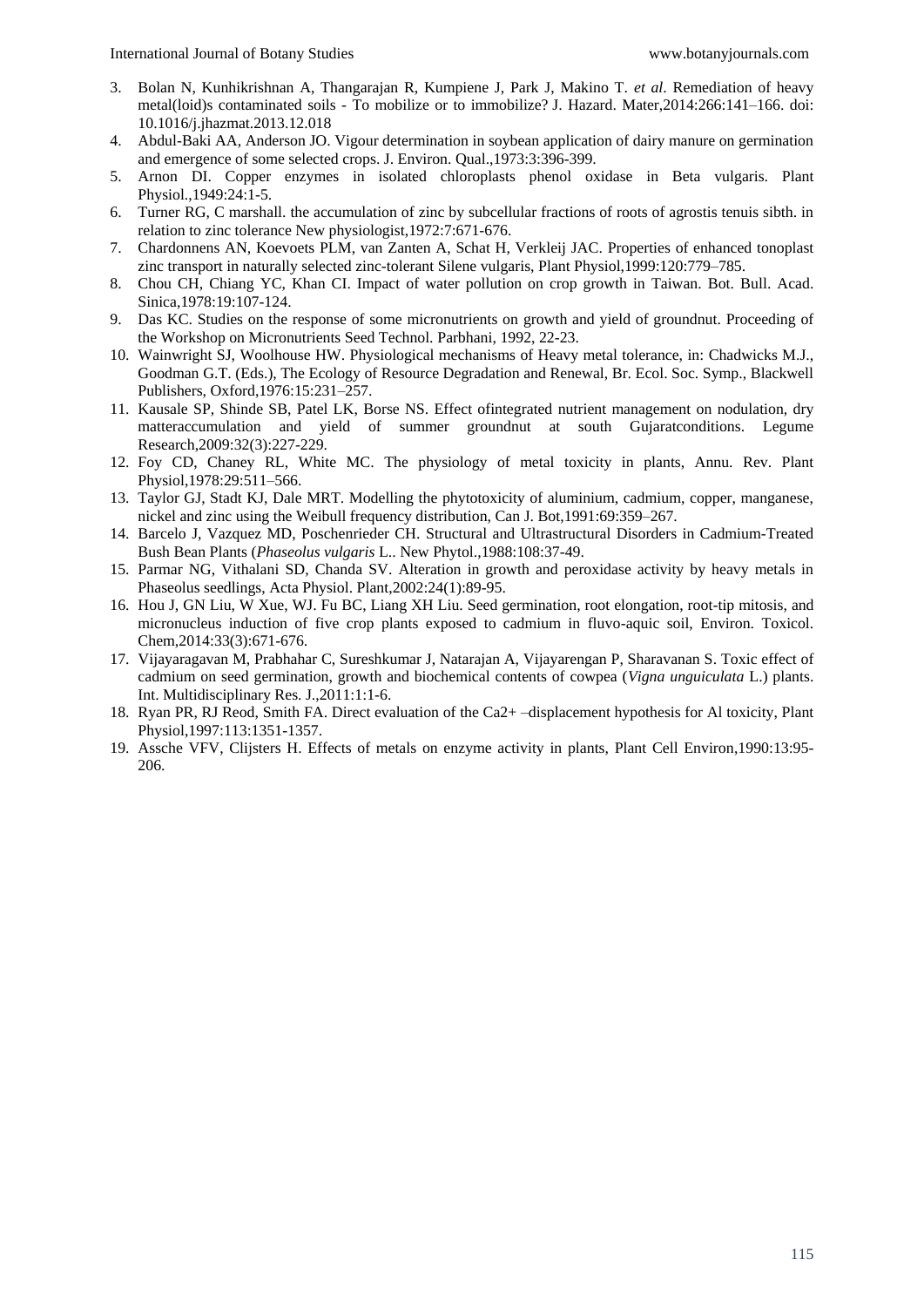3. Bolan N, Kunhikrishnan A, Thangarajan R, Kumpiene J, Park J, Makino T. *et al*. Remediation of heavy metal(loid)s contaminated soils - To mobilize or to immobilize? J. Hazard. Mater,2014:266:141–166. doi: 10.1016/j.jhazmat.2013.12.018
4. Abdul-Baki AA, Anderson JO. Vigour determination in soybean application of dairy manure on germination and emergence of some selected crops. J. Environ. Qual.,1973:3:396-399.
5. Arnon DI. Copper enzymes in isolated chloroplasts phenol oxidase in Beta vulgaris. Plant Physiol.,1949:24:1-5.
6. Turner RG, C marshall. the accumulation of zinc by subcellular fractions of roots of agrostis tenuis sibth. in relation to zinc tolerance New physiologist,1972:7:671-676.
7. Chardonnens AN, Koevoets PLM, van Zanten A, Schat H, Verkleij JAC. Properties of enhanced tonoplast zinc transport in naturally selected zinc-tolerant Silene vulgaris, Plant Physiol,1999:120:779–785.
8. Chou CH, Chiang YC, Khan CI. Impact of water pollution on crop growth in Taiwan. Bot. Bull. Acad. Sinica,1978:19:107-124.
9. Das KC. Studies on the response of some micronutrients on growth and yield of groundnut. Proceeding of the Workshop on Micronutrients Seed Technol. Parbhani, 1992, 22-23.
10. Wainwright SJ, Woolhouse HW. Physiological mechanisms of Heavy metal tolerance, in: Chadwicks M.J., Goodman G.T. (Eds.), The Ecology of Resource Degradation and Renewal, Br. Ecol. Soc. Symp., Blackwell Publishers, Oxford,1976:15:231–257.
11. Kausale SP, Shinde SB, Patel LK, Borse NS. Effect ofintegrated nutrient management on nodulation, dry matteraccumulation and yield of summer groundnut at south Gujaratconditions. Legume Research,2009:32(3):227-229.
12. Foy CD, Chaney RL, White MC. The physiology of metal toxicity in plants, Annu. Rev. Plant Physiol,1978:29:511–566.
13. Taylor GJ, Stadt KJ, Dale MRT. Modelling the phytotoxicity of aluminium, cadmium, copper, manganese, nickel and zinc using the Weibull frequency distribution, Can J. Bot,1991:69:359–267.
14. Barcelo J, Vazquez MD, Poschenrieder CH. Structural and Ultrastructural Disorders in Cadmium-Treated Bush Bean Plants (*Phaseolus vulgaris* L.. New Phytol.,1988:108:37-49.
15. Parmar NG, Vithalani SD, Chanda SV. Alteration in growth and peroxidase activity by heavy metals in Phaseolus seedlings, Acta Physiol. Plant,2002:24(1):89-95.
16. Hou J, GN Liu, W Xue, WJ. Fu BC, Liang XH Liu. Seed germination, root elongation, root-tip mitosis, and micronucleus induction of five crop plants exposed to cadmium in fluvo-aquic soil, Environ. Toxicol. Chem,2014:33(3):671-676.
17. Vijayaragavan M, Prabhahar C, Sureshkumar J, Natarajan A, Vijayarengan P, Sharavanan S. Toxic effect of cadmium on seed germination, growth and biochemical contents of cowpea (*Vigna unguiculata* L.) plants. Int. Multidisciplinary Res. J.,2011:1:1-6.
18. Ryan PR, RJ Reod, Smith FA. Direct evaluation of the Ca2+ –displacement hypothesis for Al toxicity, Plant Physiol,1997:113:1351-1357.
19. Assche VFV, Clijsters H. Effects of metals on enzyme activity in plants, Plant Cell Environ,1990:13:95-206.